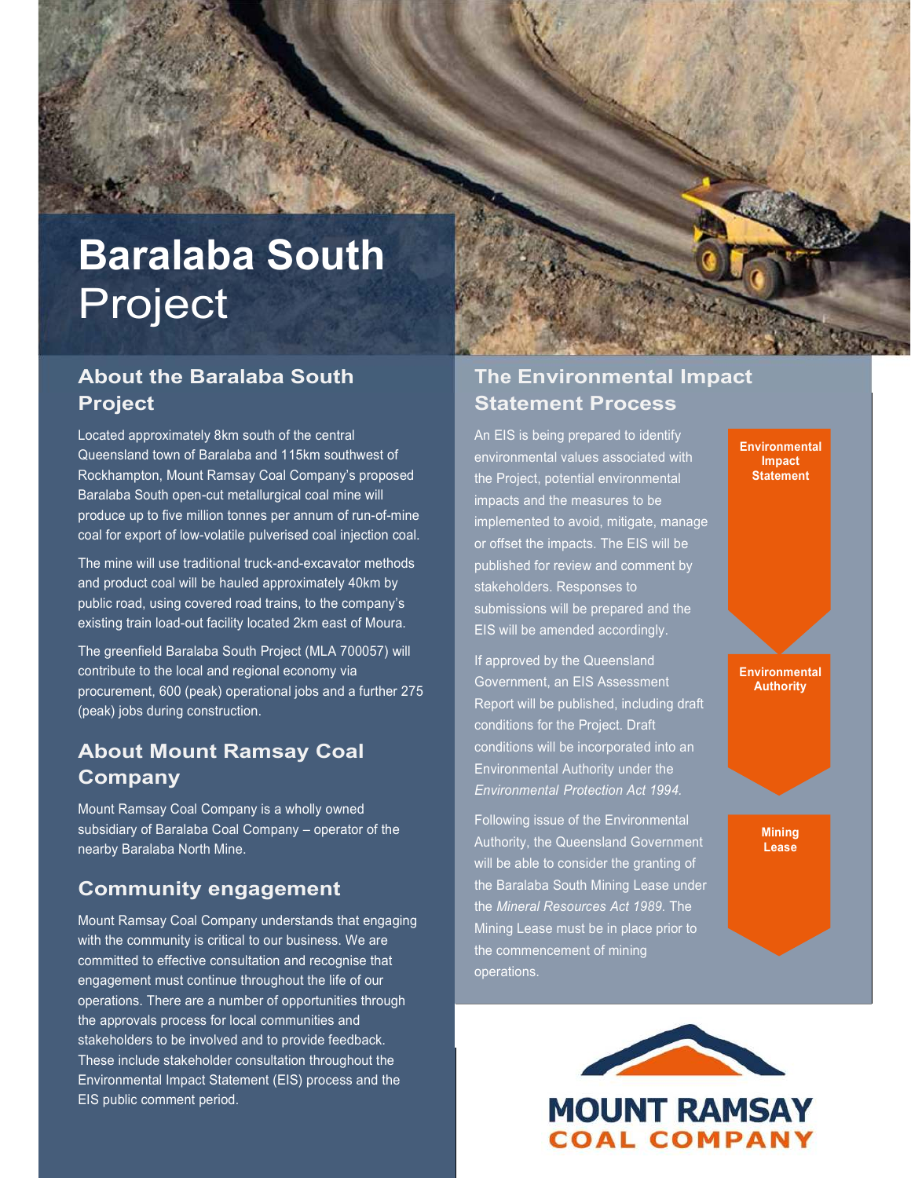# Baralaba South Project

## About the Baralaba South Project

Located approximately 8km south of the central Queensland town of Baralaba and 115km southwest of Rockhampton, Mount Ramsay Coal Company's proposed Baralaba South open-cut metallurgical coal mine will produce up to five million tonnes per annum of run-of-mine coal for export of low-volatile pulverised coal injection coal.

The mine will use traditional truck-and-excavator methods and product coal will be hauled approximately 40km by public road, using covered road trains, to the company's existing train load-out facility located 2km east of Moura.

The greenfield Baralaba South Project (MLA 700057) will contribute to the local and regional economy via procurement, 600 (peak) operational jobs and a further 275 (peak) jobs during construction.

## About Mount Ramsay Coal Company

Mount Ramsay Coal Company is a wholly owned subsidiary of Baralaba Coal Company – operator of the nearby Baralaba North Mine.

## Community engagement

Mount Ramsay Coal Company understands that engaging with the community is critical to our business. We are committed to effective consultation and recognise that engagement must continue throughout the life of our operations. There are a number of opportunities through the approvals process for local communities and stakeholders to be involved and to provide feedback. These include stakeholder consultation throughout the Environmental Impact Statement (EIS) process and the EIS public comment period.

## The Environmental Impact Statement Process

An EIS is being prepared to identify environmental values associated with the Project, potential environmental impacts and the measures to be implemented to avoid, mitigate, manage or offset the impacts. The EIS will be published for review and comment by stakeholders. Responses to submissions will be prepared and the EIS will be amended accordingly.

If approved by the Queensland Government, an EIS Assessment Report will be published, including draft conditions for the Project. Draft conditions will be incorporated into an Environmental Authority under the *Environmental Protection Act 1994*.

Following issue of the Environmental Authority, the Queensland Government will be able to consider the granting of the Baralaba South Mining Lease under the *Mineral Resources Act 1989*. The Mining Lease must be in place prior to the commencement of mining operations.

**Environmental Impact Statement**

**Environmental Authority**

**Mining Lease**

MOUNT RAMSAY COAL COMPANY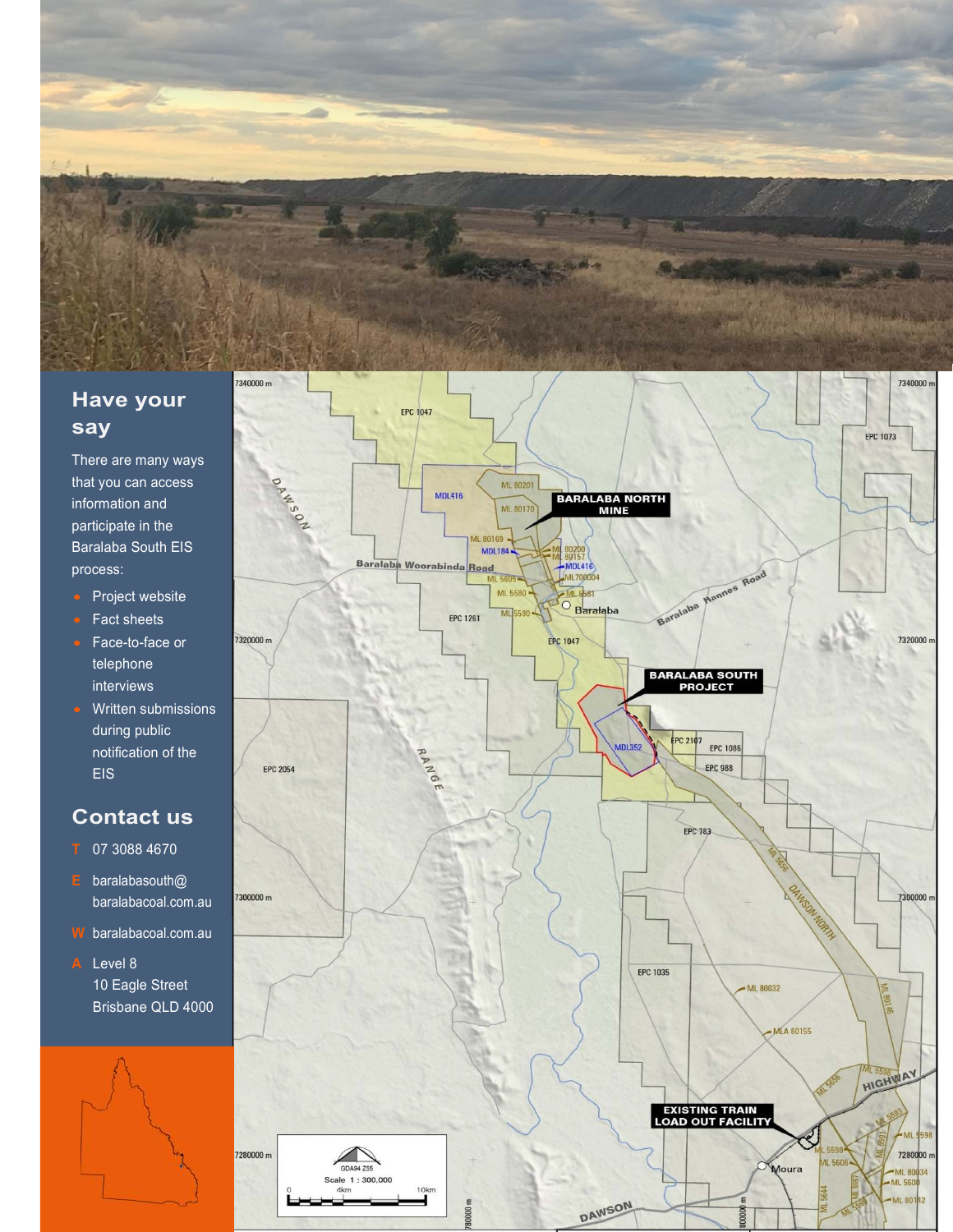## Have your say

There are many ways that you can access information and participate in the Baralaba South EIS process:

- Project website
- Fact sheets
- Face-to-face or telephone interviews
- Written submissions during public notification of the EIS

## Contact us

T 07 3088 4670

E baralabasouth@baralabacoal.com.au

W baralabacoal.com.au

A Level 8
10 Eagle Street
Brisbane QLD 4000

BARALABA NORTH MINE

BARALABA SOUTH PROJECT

EXISTING TRAIN LOAD OUT FACILITY

Baralaba

Moura

GDA94 Z55
Scale 1 : 300,000
0 4km 10km